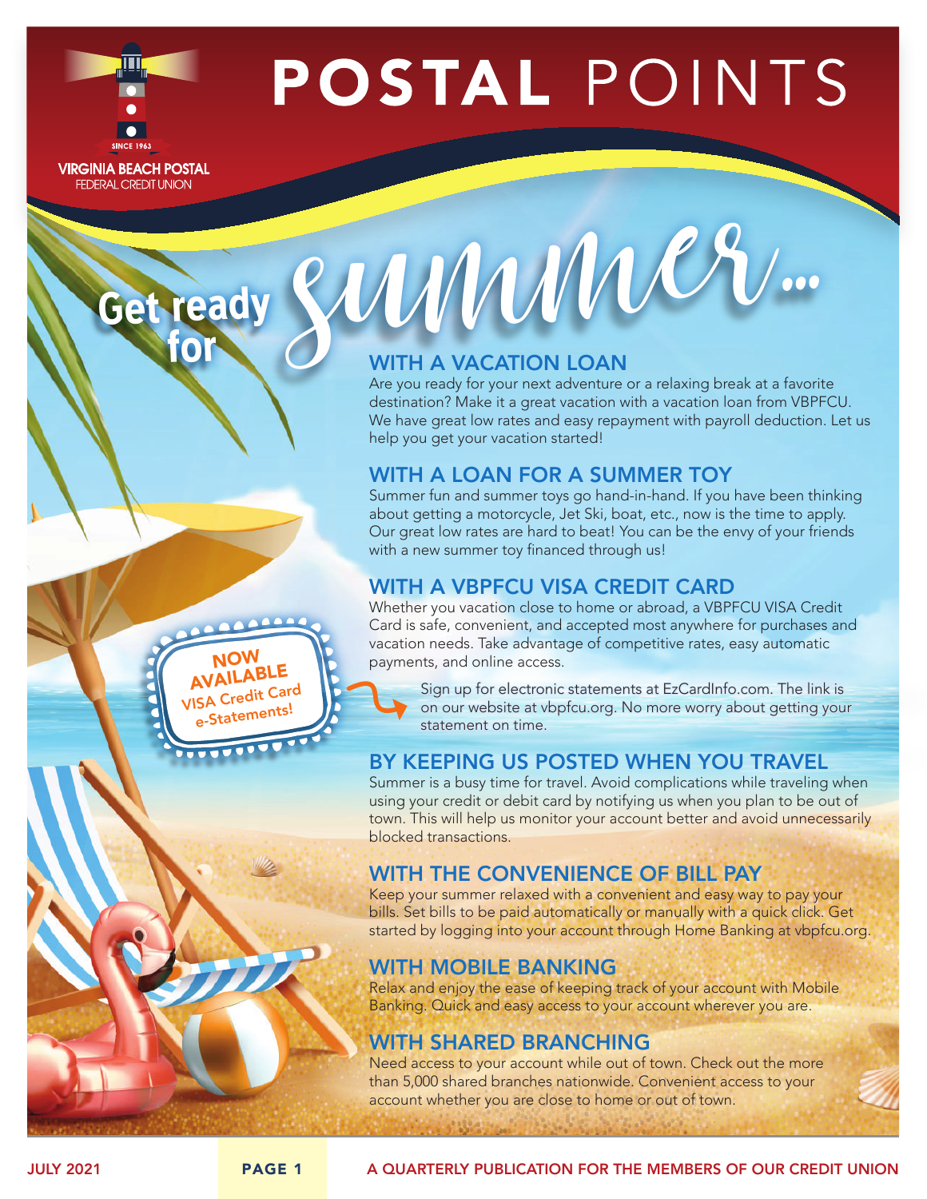# POSTAL POINTS

VIRGINIA BEACH POSTAL FEDERAL CREDIT UNION

SINCE 1963

## Get ready for summer...

### WITH A VACATION LOAN

Are you ready for your next adventure or a relaxing break at a favorite destination? Make it a great vacation with a vacation loan from VBPFCU. We have great low rates and easy repayment with payroll deduction. Let us help you get your vacation started!

### WITH A LOAN FOR A SUMMER TOY

Summer fun and summer toys go hand-in-hand. If you have been thinking about getting a motorcycle, Jet Ski, boat, etc., now is the time to apply. Our great low rates are hard to beat! You can be the envy of your friends with a new summer toy financed through us!

### WITH A VBPFCU VISA CREDIT CARD

Whether you vacation close to home or abroad, a VBPFCU VISA Credit Card is safe, convenient, and accepted most anywhere for purchases and vacation needs. Take advantage of competitive rates, easy automatic payments, and online access.

**NOW AVAILABLE VISA Credit Card e-Statements!**

Sign up for electronic statements at EzCardInfo.com. The link is on our website at vbpfcu.org. No more worry about getting your statement on time.

### BY KEEPING US POSTED WHEN YOU TRAVEL

Summer is a busy time for travel. Avoid complications while traveling when using your credit or debit card by notifying us when you plan to be out of town. This will help us monitor your account better and avoid unnecessarily blocked transactions.

### WITH THE CONVENIENCE OF BILL PAY

Keep your summer relaxed with a convenient and easy way to pay your bills. Set bills to be paid automatically or manually with a quick click. Get started by logging into your account through Home Banking at vbpfcu.org.

### WITH MOBILE BANKING

Relax and enjoy the ease of keeping track of your account with Mobile Banking. Quick and easy access to your account wherever you are.

### WITH SHARED BRANCHING

Need access to your account while out of town. Check out the more than 5,000 shared branches nationwide. Convenient access to your account whether you are close to home or out of town.

JULY 2021 — A QUARTERLY PUBLICATION FOR THE MEMBERS OF OUR CREDIT UNION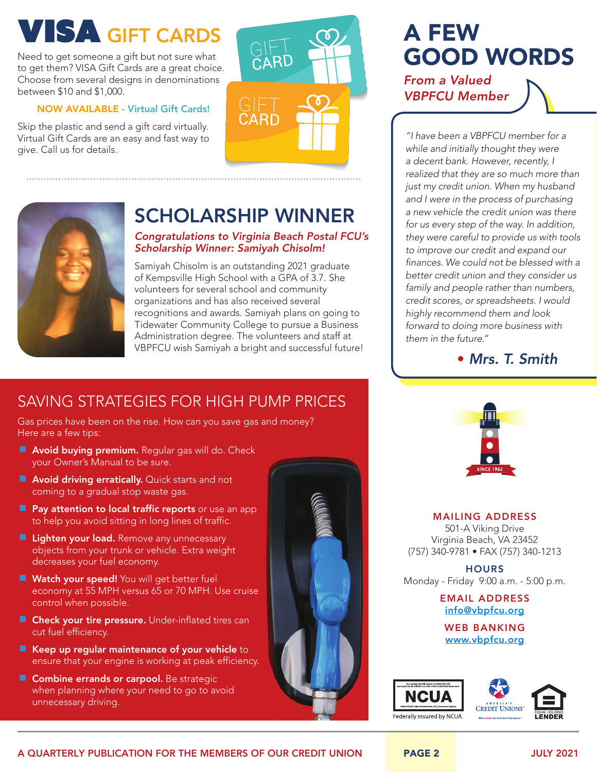# VISA GIFT CARDS

Need to get someone a gift but not sure what to get them? VISA Gift Cards are a great choice. Choose from several designs in denominations between $10 and $1,000.

**NOW AVAILABLE - Virtual Gift Cards!**

Skip the plastic and send a gift card virtually. Virtual Gift Cards are an easy and fast way to give. Call us for details.

GIFT CARD

GIFT CARD

# SCHOLARSHIP WINNER

***Congratulations to Virginia Beach Postal FCU's Scholarship Winner: Samiyah Chisolm!***

Samiyah Chisolm is an outstanding 2021 graduate of Kempsville High School with a GPA of 3.7. She volunteers for several school and community organizations and has also received several recognitions and awards. Samiyah plans on going to Tidewater Community College to pursue a Business Administration degree. The volunteers and staff at VBPFCU wish Samiyah a bright and successful future!

# SAVING STRATEGIES FOR HIGH PUMP PRICES

Gas prices have been on the rise. How can you save gas and money? Here are a few tips:

- **Avoid buying premium.** Regular gas will do. Check your Owner's Manual to be sure.
- **Avoid driving erratically.** Quick starts and not coming to a gradual stop waste gas.
- **Pay attention to local traffic reports** or use an app to help you avoid sitting in long lines of traffic.
- **Lighten your load.** Remove any unnecessary objects from your trunk or vehicle. Extra weight decreases your fuel economy.
- **Watch your speed!** You will get better fuel economy at 55 MPH versus 65 or 70 MPH. Use cruise control when possible.
- **Check your tire pressure.** Under-inflated tires can cut fuel efficiency.
- **Keep up regular maintenance of your vehicle** to ensure that your engine is working at peak efficiency.
- **Combine errands or carpool.** Be strategic when planning where your need to go to avoid unnecessary driving.

# A FEW GOOD WORDS

***From a Valued VBPFCU Member***

*"I have been a VBPFCU member for a while and initially thought they were a decent bank. However, recently, I realized that they are so much more than just my credit union. When my husband and I were in the process of purchasing a new vehicle the credit union was there for us every step of the way. In addition, they were careful to provide us with tools to improve our credit and expand our finances. We could not be blessed with a better credit union and they consider us family and people rather than numbers, credit scores, or spreadsheets. I would highly recommend them and look forward to doing more business with them in the future."*

***• Mrs. T. Smith***

SINCE 1963

**MAILING ADDRESS**
501-A Viking Drive
Virginia Beach, VA 23452
(757) 340-9781 • FAX (757) 340-1213

**HOURS**
Monday - Friday 9:00 a.m. - 5:00 p.m.

**EMAIL ADDRESS**
info@vbpfcu.org

**WEB BANKING**
www.vbpfcu.org

NCUA
Federally insured by NCUA.

America's Credit Unions

EQUAL HOUSING LENDER

A QUARTERLY PUBLICATION FOR THE MEMBERS OF OUR CREDIT UNION — JULY 2021